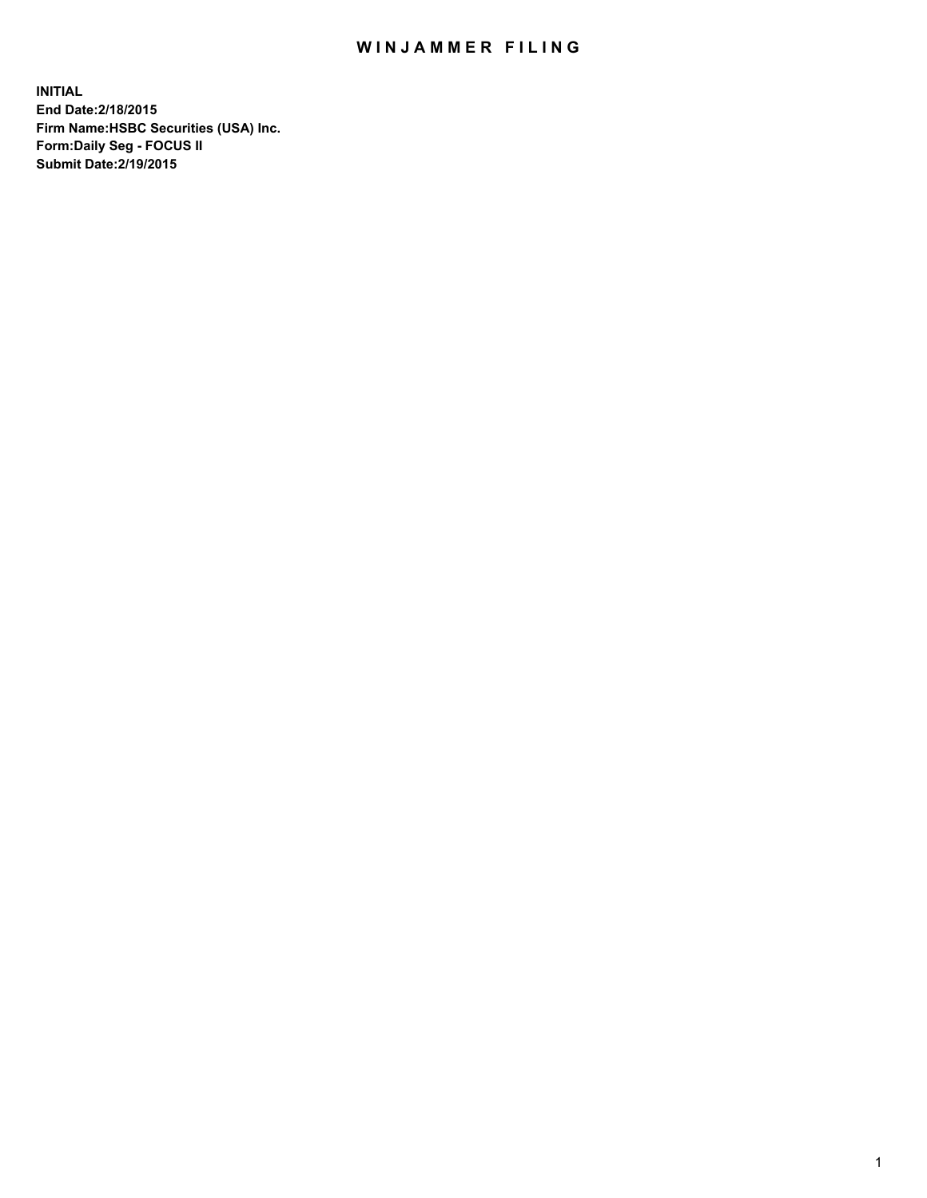# WINJAMMER FILING

**INITIAL**
**End Date:2/18/2015**
**Firm Name:HSBC Securities (USA) Inc.**
**Form:Daily Seg - FOCUS II**
**Submit Date:2/19/2015**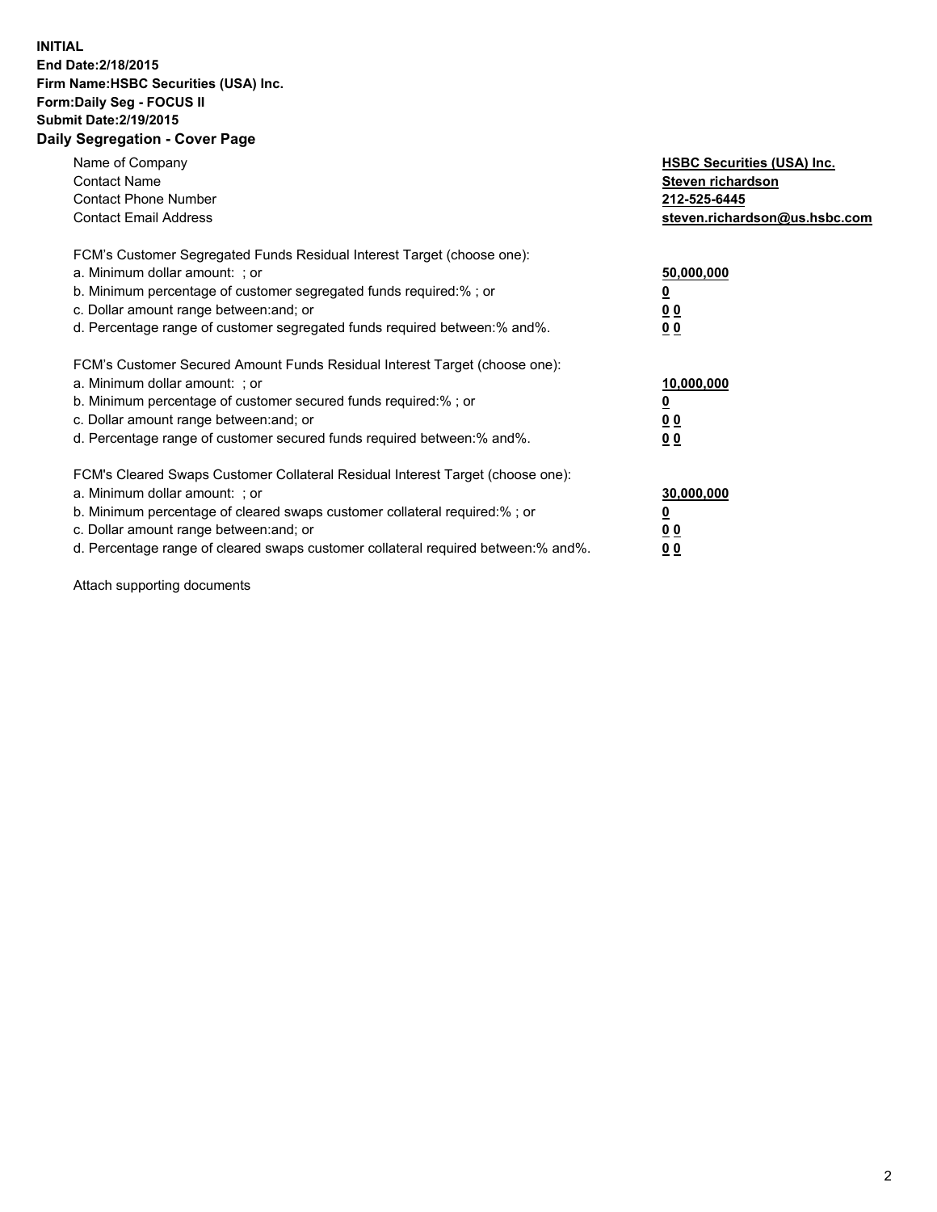**INITIAL**
**End Date:2/18/2015**
**Firm Name:HSBC Securities (USA) Inc.**
**Form:Daily Seg - FOCUS II**
**Submit Date:2/19/2015**

## Daily Segregation - Cover Page

| | |
|---|---|
| Name of Company | **HSBC Securities (USA) Inc.** |
| Contact Name | **Steven richardson** |
| Contact Phone Number | **212-525-6445** |
| Contact Email Address | **steven.richardson@us.hsbc.com** |

| | |
|---|---|
| FCM's Customer Segregated Funds Residual Interest Target (choose one): | |
| a. Minimum dollar amount: ; or | **50,000,000** |
| b. Minimum percentage of customer segregated funds required:% ; or | **0** |
| c. Dollar amount range between:and; or | **0 0** |
| d. Percentage range of customer segregated funds required between:% and%. | **0 0** |
| FCM's Customer Secured Amount Funds Residual Interest Target (choose one): | |
| a. Minimum dollar amount: ; or | **10,000,000** |
| b. Minimum percentage of customer secured funds required:% ; or | **0** |
| c. Dollar amount range between:and; or | **0 0** |
| d. Percentage range of customer secured funds required between:% and%. | **0 0** |
| FCM's Cleared Swaps Customer Collateral Residual Interest Target (choose one): | |
| a. Minimum dollar amount: ; or | **30,000,000** |
| b. Minimum percentage of cleared swaps customer collateral required:% ; or | **0** |
| c. Dollar amount range between:and; or | **0 0** |
| d. Percentage range of cleared swaps customer collateral required between:% and%. | **0 0** |

Attach supporting documents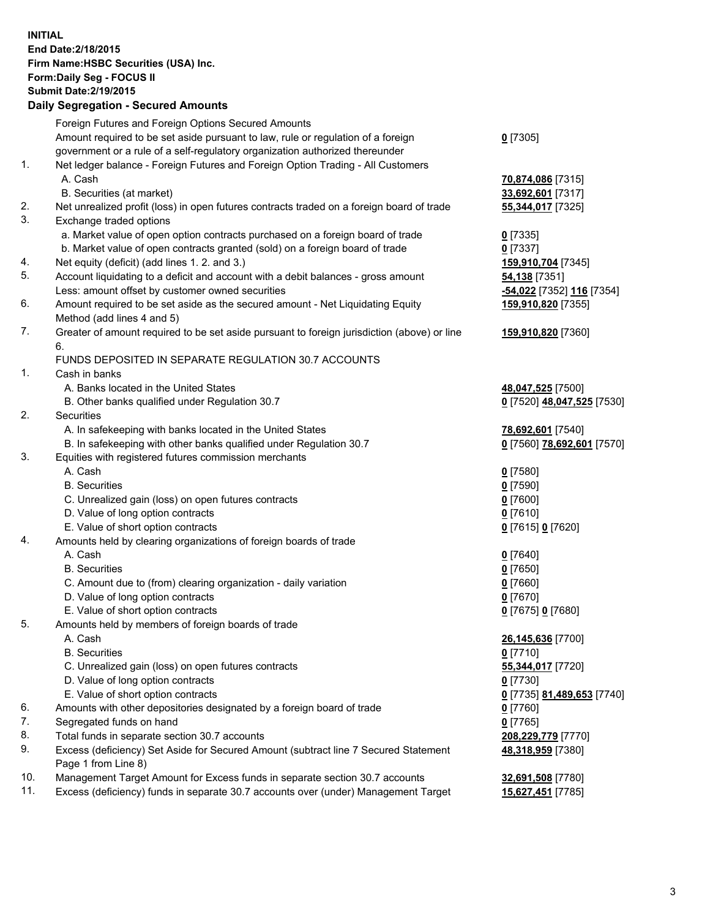**INITIAL**
**End Date:2/18/2015**
**Firm Name:HSBC Securities (USA) Inc.**
**Form:Daily Seg - FOCUS II**
**Submit Date:2/19/2015**

## Daily Segregation - Secured Amounts

| | | |
|---|---|---|
| | Foreign Futures and Foreign Options Secured Amounts | |
| | Amount required to be set aside pursuant to law, rule or regulation of a foreign government or a rule of a self-regulatory organization authorized thereunder | **0** [7305] |
| 1. | Net ledger balance - Foreign Futures and Foreign Option Trading - All Customers | |
| | A. Cash | **70,874,086** [7315] |
| | B. Securities (at market) | **33,692,601** [7317] |
| 2. | Net unrealized profit (loss) in open futures contracts traded on a foreign board of trade | **55,344,017** [7325] |
| 3. | Exchange traded options | |
| | a. Market value of open option contracts purchased on a foreign board of trade | **0** [7335] |
| | b. Market value of open contracts granted (sold) on a foreign board of trade | **0** [7337] |
| 4. | Net equity (deficit) (add lines 1. 2. and 3.) | **159,910,704** [7345] |
| 5. | Account liquidating to a deficit and account with a debit balances - gross amount | **54,138** [7351] |
| | Less: amount offset by customer owned securities | **-54,022** [7352] **116** [7354] |
| 6. | Amount required to be set aside as the secured amount - Net Liquidating Equity Method (add lines 4 and 5) | **159,910,820** [7355] |
| 7. | Greater of amount required to be set aside pursuant to foreign jurisdiction (above) or line 6. | **159,910,820** [7360] |
| | FUNDS DEPOSITED IN SEPARATE REGULATION 30.7 ACCOUNTS | |
| 1. | Cash in banks | |
| | A. Banks located in the United States | **48,047,525** [7500] |
| | B. Other banks qualified under Regulation 30.7 | **0** [7520] **48,047,525** [7530] |
| 2. | Securities | |
| | A. In safekeeping with banks located in the United States | **78,692,601** [7540] |
| | B. In safekeeping with other banks qualified under Regulation 30.7 | **0** [7560] **78,692,601** [7570] |
| 3. | Equities with registered futures commission merchants | |
| | A. Cash | **0** [7580] |
| | B. Securities | **0** [7590] |
| | C. Unrealized gain (loss) on open futures contracts | **0** [7600] |
| | D. Value of long option contracts | **0** [7610] |
| | E. Value of short option contracts | **0** [7615] **0** [7620] |
| 4. | Amounts held by clearing organizations of foreign boards of trade | |
| | A. Cash | **0** [7640] |
| | B. Securities | **0** [7650] |
| | C. Amount due to (from) clearing organization - daily variation | **0** [7660] |
| | D. Value of long option contracts | **0** [7670] |
| | E. Value of short option contracts | **0** [7675] **0** [7680] |
| 5. | Amounts held by members of foreign boards of trade | |
| | A. Cash | **26,145,636** [7700] |
| | B. Securities | **0** [7710] |
| | C. Unrealized gain (loss) on open futures contracts | **55,344,017** [7720] |
| | D. Value of long option contracts | **0** [7730] |
| | E. Value of short option contracts | **0** [7735] **81,489,653** [7740] |
| 6. | Amounts with other depositories designated by a foreign board of trade | **0** [7760] |
| 7. | Segregated funds on hand | **0** [7765] |
| 8. | Total funds in separate section 30.7 accounts | **208,229,779** [7770] |
| 9. | Excess (deficiency) Set Aside for Secured Amount (subtract line 7 Secured Statement Page 1 from Line 8) | **48,318,959** [7380] |
| 10. | Management Target Amount for Excess funds in separate section 30.7 accounts | **32,691,508** [7780] |
| 11. | Excess (deficiency) funds in separate 30.7 accounts over (under) Management Target | **15,627,451** [7785] |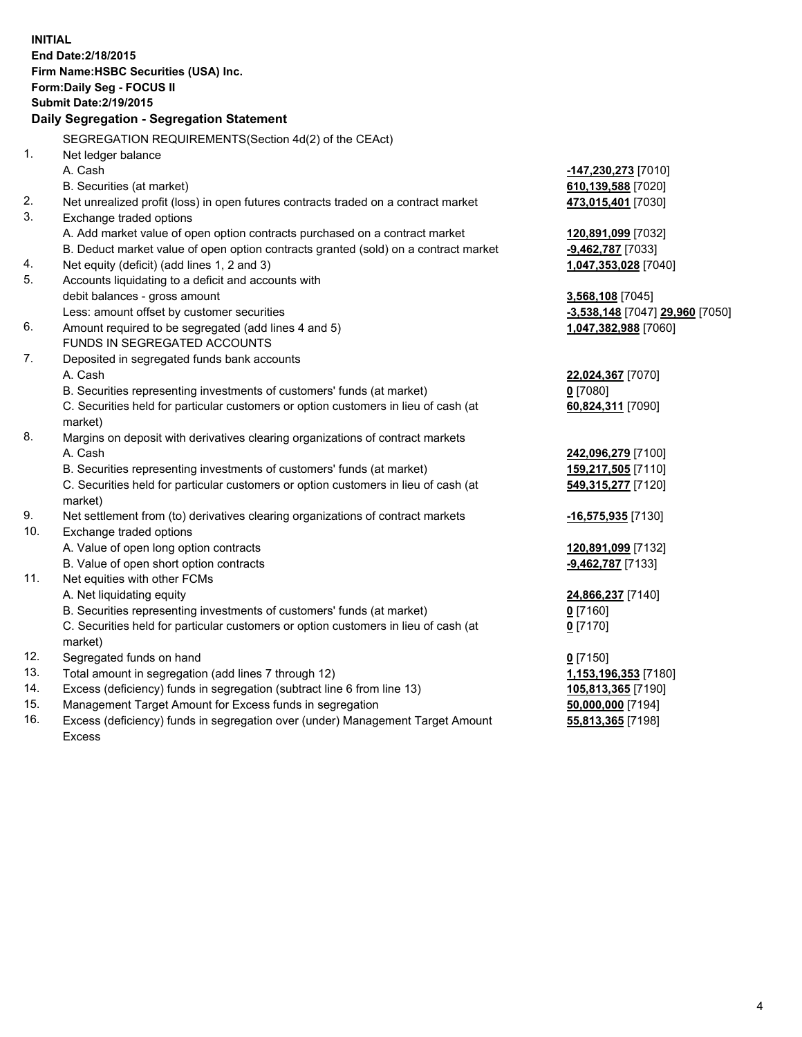**INITIAL**
**End Date:2/18/2015**
**Firm Name:HSBC Securities (USA) Inc.**
**Form:Daily Seg - FOCUS II**
**Submit Date:2/19/2015**

## Daily Segregation - Segregation Statement

| | | |
|---|---|---|
| | SEGREGATION REQUIREMENTS(Section 4d(2) of the CEAct) | |
| 1. | Net ledger balance | |
| | A. Cash | **-147,230,273** [7010] |
| | B. Securities (at market) | **610,139,588** [7020] |
| 2. | Net unrealized profit (loss) in open futures contracts traded on a contract market | **473,015,401** [7030] |
| 3. | Exchange traded options | |
| | A. Add market value of open option contracts purchased on a contract market | **120,891,099** [7032] |
| | B. Deduct market value of open option contracts granted (sold) on a contract market | **-9,462,787** [7033] |
| 4. | Net equity (deficit) (add lines 1, 2 and 3) | **1,047,353,028** [7040] |
| 5. | Accounts liquidating to a deficit and accounts with | |
| | debit balances - gross amount | **3,568,108** [7045] |
| | Less: amount offset by customer securities | **-3,538,148** [7047] **29,960** [7050] |
| 6. | Amount required to be segregated (add lines 4 and 5) | **1,047,382,988** [7060] |
| | FUNDS IN SEGREGATED ACCOUNTS | |
| 7. | Deposited in segregated funds bank accounts | |
| | A. Cash | **22,024,367** [7070] |
| | B. Securities representing investments of customers' funds (at market) | **0** [7080] |
| | C. Securities held for particular customers or option customers in lieu of cash (at market) | **60,824,311** [7090] |
| 8. | Margins on deposit with derivatives clearing organizations of contract markets | |
| | A. Cash | **242,096,279** [7100] |
| | B. Securities representing investments of customers' funds (at market) | **159,217,505** [7110] |
| | C. Securities held for particular customers or option customers in lieu of cash (at market) | **549,315,277** [7120] |
| 9. | Net settlement from (to) derivatives clearing organizations of contract markets | **-16,575,935** [7130] |
| 10. | Exchange traded options | |
| | A. Value of open long option contracts | **120,891,099** [7132] |
| | B. Value of open short option contracts | **-9,462,787** [7133] |
| 11. | Net equities with other FCMs | |
| | A. Net liquidating equity | **24,866,237** [7140] |
| | B. Securities representing investments of customers' funds (at market) | **0** [7160] |
| | C. Securities held for particular customers or option customers in lieu of cash (at market) | **0** [7170] |
| 12. | Segregated funds on hand | **0** [7150] |
| 13. | Total amount in segregation (add lines 7 through 12) | **1,153,196,353** [7180] |
| 14. | Excess (deficiency) funds in segregation (subtract line 6 from line 13) | **105,813,365** [7190] |
| 15. | Management Target Amount for Excess funds in segregation | **50,000,000** [7194] |
| 16. | Excess (deficiency) funds in segregation over (under) Management Target Amount Excess | **55,813,365** [7198] |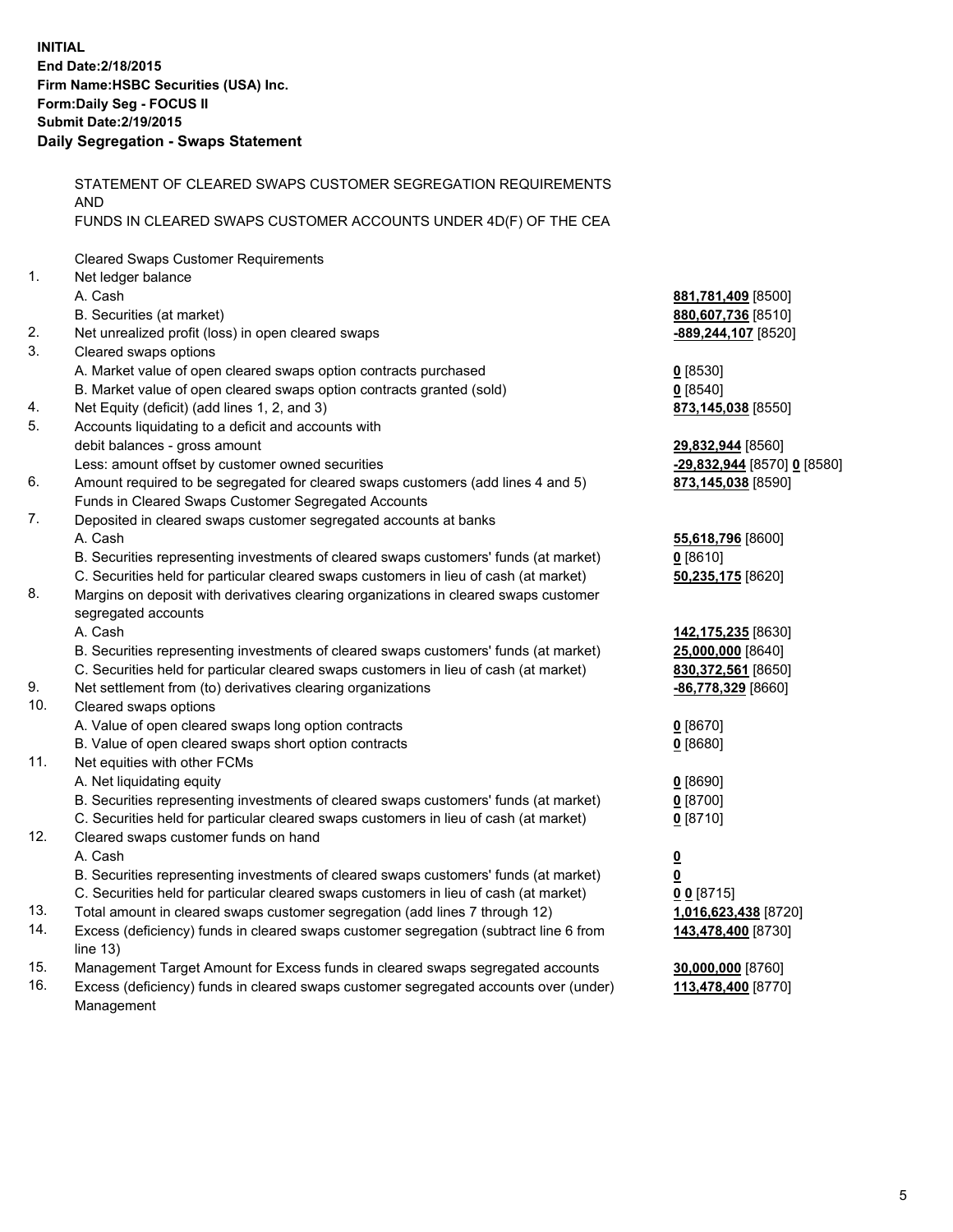**INITIAL**
**End Date:2/18/2015**
**Firm Name:HSBC Securities (USA) Inc.**
**Form:Daily Seg - FOCUS II**
**Submit Date:2/19/2015**
**Daily Segregation - Swaps Statement**

STATEMENT OF CLEARED SWAPS CUSTOMER SEGREGATION REQUIREMENTS AND FUNDS IN CLEARED SWAPS CUSTOMER ACCOUNTS UNDER 4D(F) OF THE CEA

| | | |
|---|---|---|
| | Cleared Swaps Customer Requirements | |
| 1. | Net ledger balance | |
| | A. Cash | **881,781,409** [8500] |
| | B. Securities (at market) | **880,607,736** [8510] |
| 2. | Net unrealized profit (loss) in open cleared swaps | **-889,244,107** [8520] |
| 3. | Cleared swaps options | |
| | A. Market value of open cleared swaps option contracts purchased | **0** [8530] |
| | B. Market value of open cleared swaps option contracts granted (sold) | **0** [8540] |
| 4. | Net Equity (deficit) (add lines 1, 2, and 3) | **873,145,038** [8550] |
| 5. | Accounts liquidating to a deficit and accounts with debit balances - gross amount | **29,832,944** [8560] |
| | Less: amount offset by customer owned securities | **-29,832,944** [8570] **0** [8580] |
| 6. | Amount required to be segregated for cleared swaps customers (add lines 4 and 5) | **873,145,038** [8590] |
| | Funds in Cleared Swaps Customer Segregated Accounts | |
| 7. | Deposited in cleared swaps customer segregated accounts at banks | |
| | A. Cash | **55,618,796** [8600] |
| | B. Securities representing investments of cleared swaps customers' funds (at market) | **0** [8610] |
| | C. Securities held for particular cleared swaps customers in lieu of cash (at market) | **50,235,175** [8620] |
| 8. | Margins on deposit with derivatives clearing organizations in cleared swaps customer segregated accounts | |
| | A. Cash | **142,175,235** [8630] |
| | B. Securities representing investments of cleared swaps customers' funds (at market) | **25,000,000** [8640] |
| | C. Securities held for particular cleared swaps customers in lieu of cash (at market) | **830,372,561** [8650] |
| 9. | Net settlement from (to) derivatives clearing organizations | **-86,778,329** [8660] |
| 10. | Cleared swaps options | |
| | A. Value of open cleared swaps long option contracts | **0** [8670] |
| | B. Value of open cleared swaps short option contracts | **0** [8680] |
| 11. | Net equities with other FCMs | |
| | A. Net liquidating equity | **0** [8690] |
| | B. Securities representing investments of cleared swaps customers' funds (at market) | **0** [8700] |
| | C. Securities held for particular cleared swaps customers in lieu of cash (at market) | **0** [8710] |
| 12. | Cleared swaps customer funds on hand | |
| | A. Cash | **0** |
| | B. Securities representing investments of cleared swaps customers' funds (at market) | **0** |
| | C. Securities held for particular cleared swaps customers in lieu of cash (at market) | **0** **0** [8715] |
| 13. | Total amount in cleared swaps customer segregation (add lines 7 through 12) | **1,016,623,438** [8720] |
| 14. | Excess (deficiency) funds in cleared swaps customer segregation (subtract line 6 from line 13) | **143,478,400** [8730] |
| 15. | Management Target Amount for Excess funds in cleared swaps segregated accounts | **30,000,000** [8760] |
| 16. | Excess (deficiency) funds in cleared swaps customer segregated accounts over (under) Management | **113,478,400** [8770] |